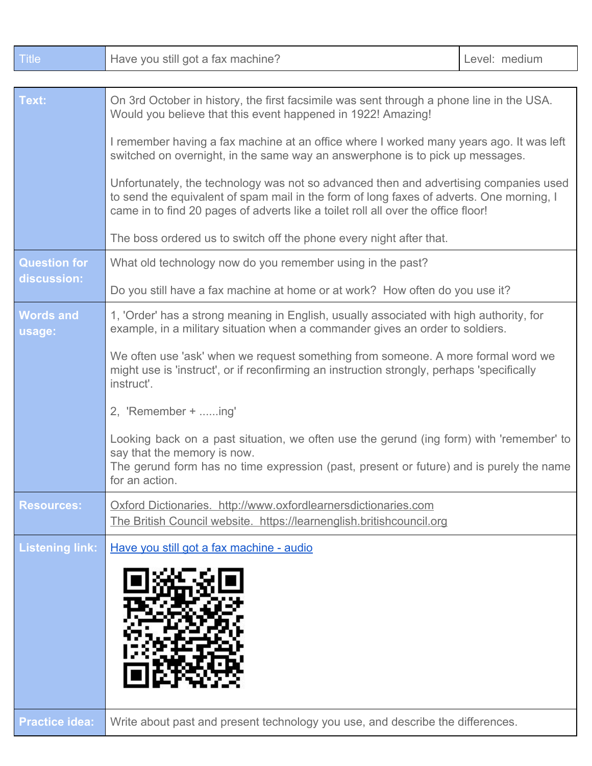| Title | Have you still got a fax machine? | Level: medium |
|---|---|---|

| | |
|---|---|
| **Text:** | On 3rd October in history, the first facsimile was sent through a phone line in the USA. Would you believe that this event happened in 1922! Amazing!<br><br>I remember having a fax machine at an office where I worked many years ago. It was left switched on overnight, in the same way an answerphone is to pick up messages.<br><br>Unfortunately, the technology was not so advanced then and advertising companies used to send the equivalent of spam mail in the form of long faxes of adverts. One morning, I came in to find 20 pages of adverts like a toilet roll all over the office floor!<br><br>The boss ordered us to switch off the phone every night after that. |
| **Question for discussion:** | What old technology now do you remember using in the past?<br><br>Do you still have a fax machine at home or at work? How often do you use it? |
| **Words and usage:** | 1, 'Order' has a strong meaning in English, usually associated with high authority, for example, in a military situation when a commander gives an order to soldiers.<br><br>We often use 'ask' when we request something from someone. A more formal word we might use is 'instruct', or if reconfirming an instruction strongly, perhaps 'specifically instruct'.<br><br>2, 'Remember + ......ing'<br><br>Looking back on a past situation, we often use the gerund (ing form) with 'remember' to say that the memory is now.<br>The gerund form has no time expression (past, present or future) and is purely the name for an action. |
| **Resources:** | Oxford Dictionaries. http://www.oxfordlearnersdictionaries.com<br>The British Council website. https://learnenglish.britishcouncil.org |
| **Listening link:** | Have you still got a fax machine - audio |
| **Practice idea:** | Write about past and present technology you use, and describe the differences. |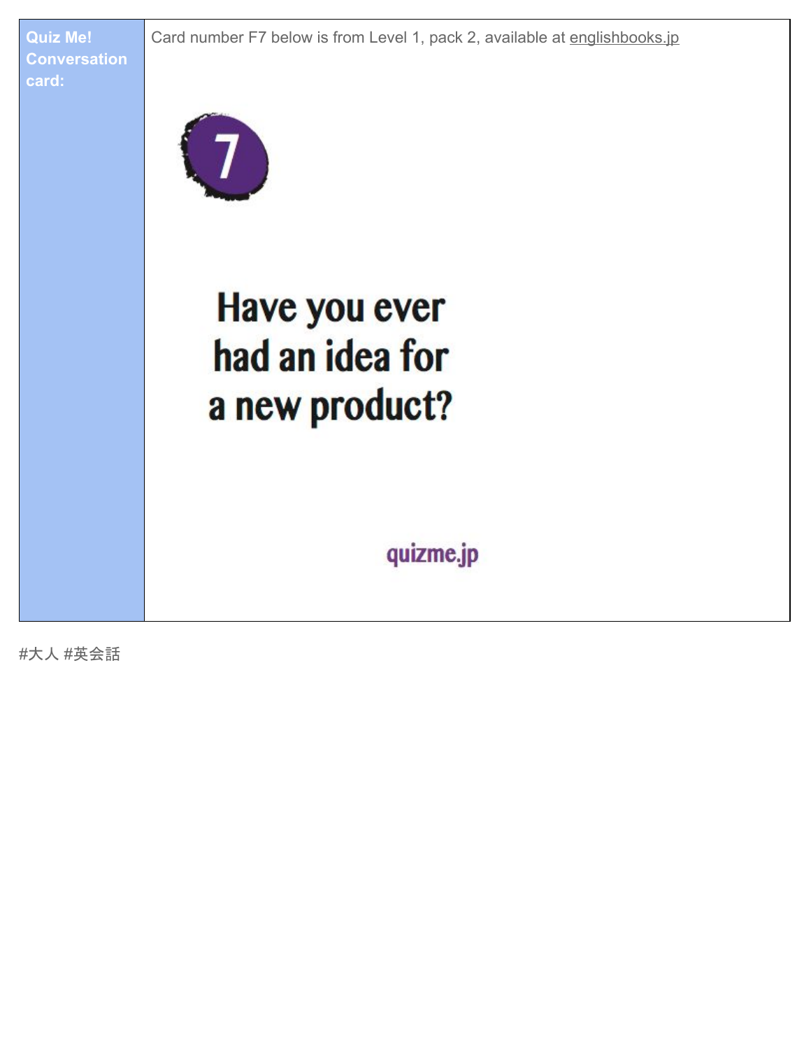| Quiz Me! Conversation card: | Card number F7 below is from Level 1, pack 2, available at englishbooks.jp<br><br>7<br><br>Have you ever had an idea for a new product?<br><br>quizme.jp |
|---|---|

#大人 #英会話